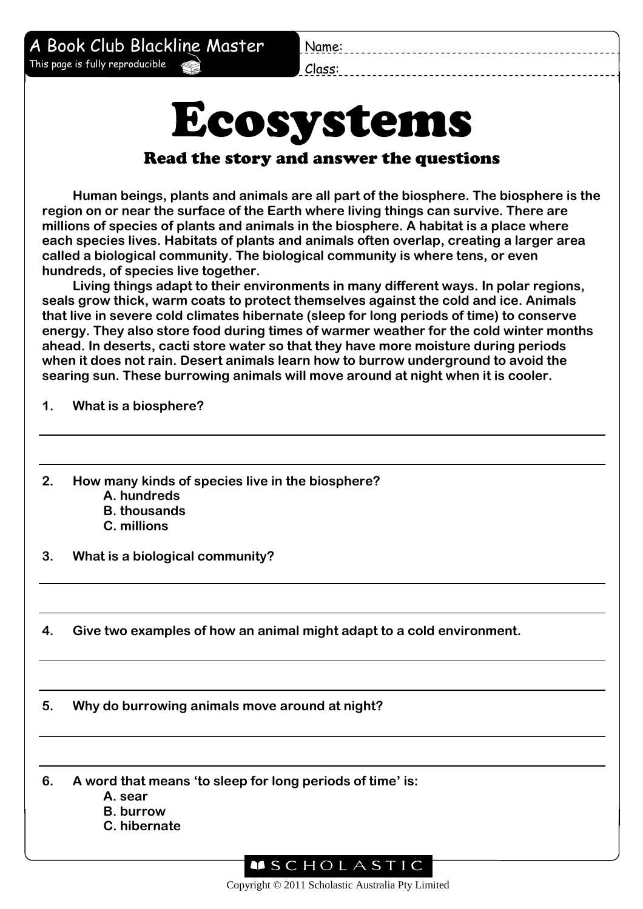A Book Club Blackline Master

This page is fully reproducible

Name:

Class:

# Ecosystems

## Read the story and answer the questions

**Human beings, plants and animals are all part of the biosphere. The biosphere is the region on or near the surface of the Earth where living things can survive. There are millions of species of plants and animals in the biosphere. A habitat is a place where each species lives. Habitats of plants and animals often overlap, creating a larger area called a biological community. The biological community is where tens, or even hundreds, of species live together.**

**Living things adapt to their environments in many different ways. In polar regions, seals grow thick, warm coats to protect themselves against the cold and ice. Animals that live in severe cold climates hibernate (sleep for long periods of time) to conserve energy. They also store food during times of warmer weather for the cold winter months ahead. In deserts, cacti store water so that they have more moisture during periods when it does not rain. Desert animals learn how to burrow underground to avoid the searing sun. These burrowing animals will move around at night when it is cooler.**

**1. What is a biosphere?**

______________________________________________

______________________________________________

**2. How many kinds of species live in the biosphere?**

**A. hundreds**
**B. thousands**
**C. millions**

**3. What is a biological community?**

______________________________________________

______________________________________________

**4. Give two examples of how an animal might adapt to a cold environment.**

______________________________________________

______________________________________________

**5. Why do burrowing animals move around at night?**

______________________________________________

______________________________________________

**6. A word that means 'to sleep for long periods of time' is:**

**A. sear**
**B. burrow**
**C. hibernate**

SCHOLASTIC

Copyright © 2011 Scholastic Australia Pty Limited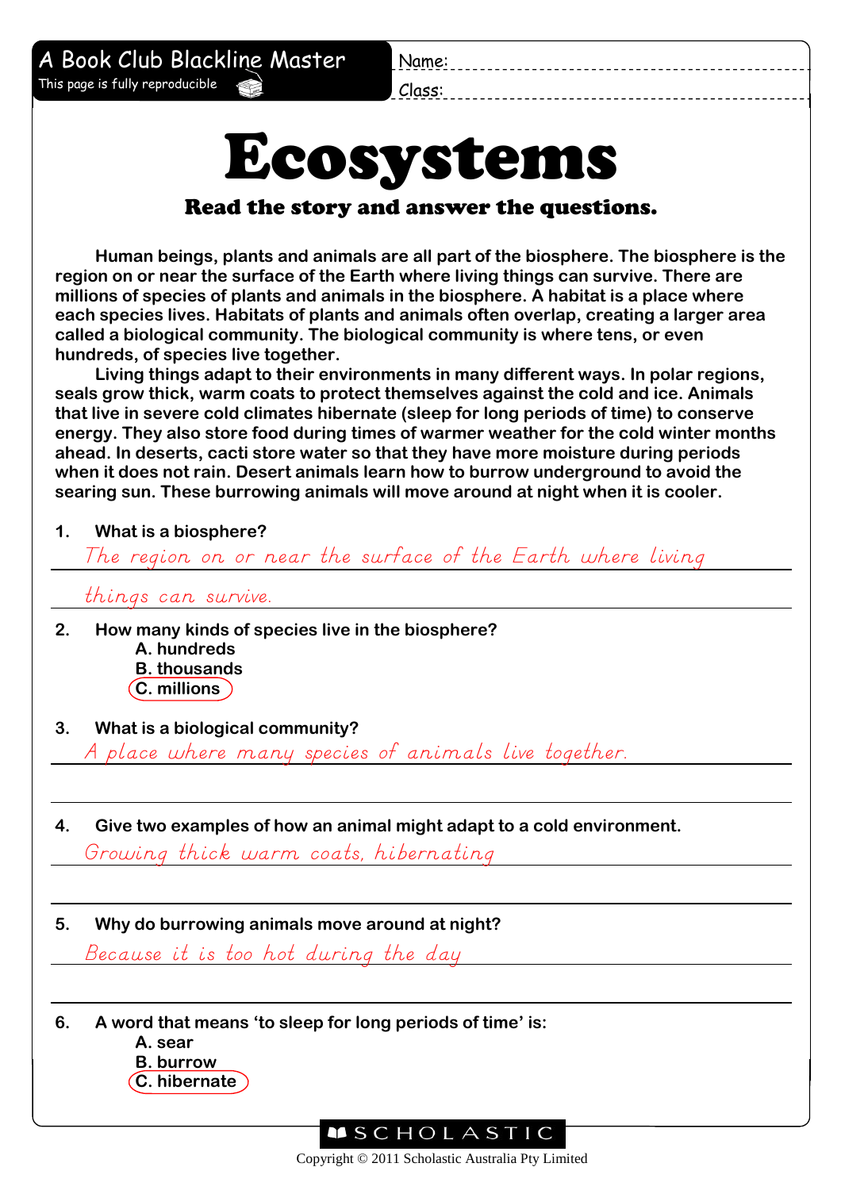A Book Club Blackline Master
This page is fully reproducible

Name:
Class:

# Ecosystems

### Read the story and answer the questions.

**Human beings, plants and animals are all part of the biosphere. The biosphere is the region on or near the surface of the Earth where living things can survive. There are millions of species of plants and animals in the biosphere. A habitat is a place where each species lives. Habitats of plants and animals often overlap, creating a larger area called a biological community. The biological community is where tens, or even hundreds, of species live together.**

**Living things adapt to their environments in many different ways. In polar regions, seals grow thick, warm coats to protect themselves against the cold and ice. Animals that live in severe cold climates hibernate (sleep for long periods of time) to conserve energy. They also store food during times of warmer weather for the cold winter months ahead. In deserts, cacti store water so that they have more moisture during periods when it does not rain. Desert animals learn how to burrow underground to avoid the searing sun. These burrowing animals will move around at night when it is cooler.**

**1. What is a biosphere?**

*The region on or near the surface of the Earth where living things can survive.*

**2. How many kinds of species live in the biosphere?**
- **A. hundreds**
- **B. thousands**
- **C. millions** (circled)

**3. What is a biological community?**

*A place where many species of animals live together.*

**4. Give two examples of how an animal might adapt to a cold environment.**

*Growing thick warm coats, hibernating*

**5. Why do burrowing animals move around at night?**

*Because it is too hot during the day*

**6. A word that means 'to sleep for long periods of time' is:**
- **A. sear**
- **B. burrow**
- **C. hibernate** (circled)

SCHOLASTIC

Copyright © 2011 Scholastic Australia Pty Limited